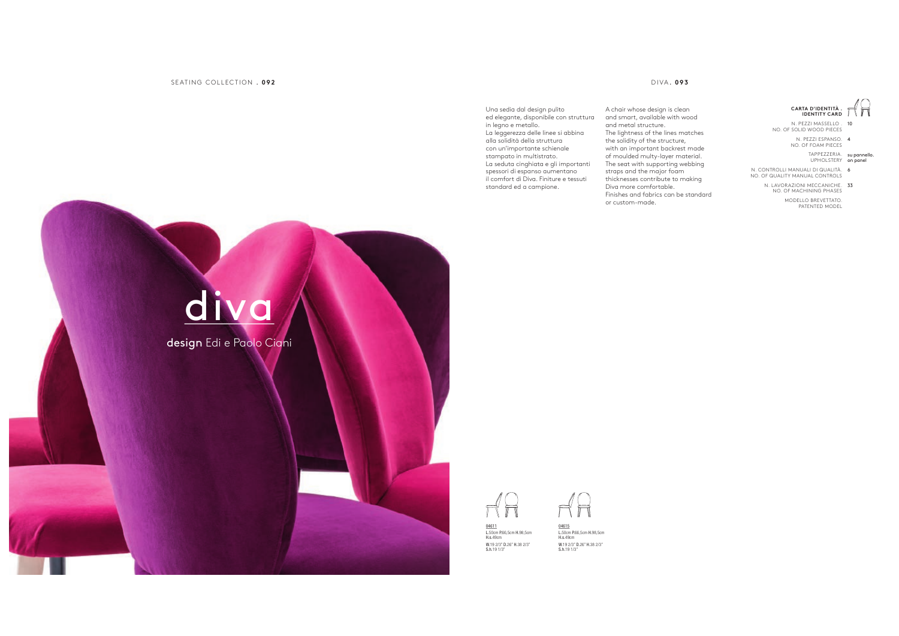# diva

**design** Edi e Paolo Ciani

Una sedia dal design pulito ed elegante, disponibile con struttura in legno e metallo.
La leggerezza delle linee si abbina alla solidità della struttura con un'importante schienale stampato in multistrato.
La seduta cinghiata e gli importanti spessori di espanso aumentano il comfort di Diva. Finiture e tessuti standard ed a campione.

A chair whose design is clean and smart, available with wood and metal structure.
The lightness of the lines matches the solidity of the structure, with an important backrest made of moulded multy-layer material.
The seat with supporting webbing straps and the major foam thicknesses contribute to making Diva more comfortable.
Finishes and fabrics can be standard or custom-made.

**CARTA D'IDENTITÀ . IDENTITY CARD**

| | |
|---|---|
| N. PEZZI MASSELLO . NO. OF SOLID WOOD PIECES | 10 |
| N. PEZZI ESPANSO. NO. OF FOAM PIECES | 4 |
| TAPPEZZERIA. UPHOLSTERY | su pannello. on panel |
| N. CONTROLLI MANUALI DI QUALITÀ. NO. OF QUALITY MANUAL CONTROLS | 6 |
| N. LAVORAZIONI MECCANICHE. NO. OF MACHINING PHASES | 33 |
| MODELLO BREVETTATO. PATENTED MODEL | |

04611
L.50cm P.66,5cm H.98,5cm H.s.49cm
W.19 2/3" D.26" H.38 2/3" S.h.19 1/3"

04615
L.50cm P.66,5cm H.98,5cm H.s.49cm
W.19 2/3" D.26" H.38 2/3" S.h.19 1/3"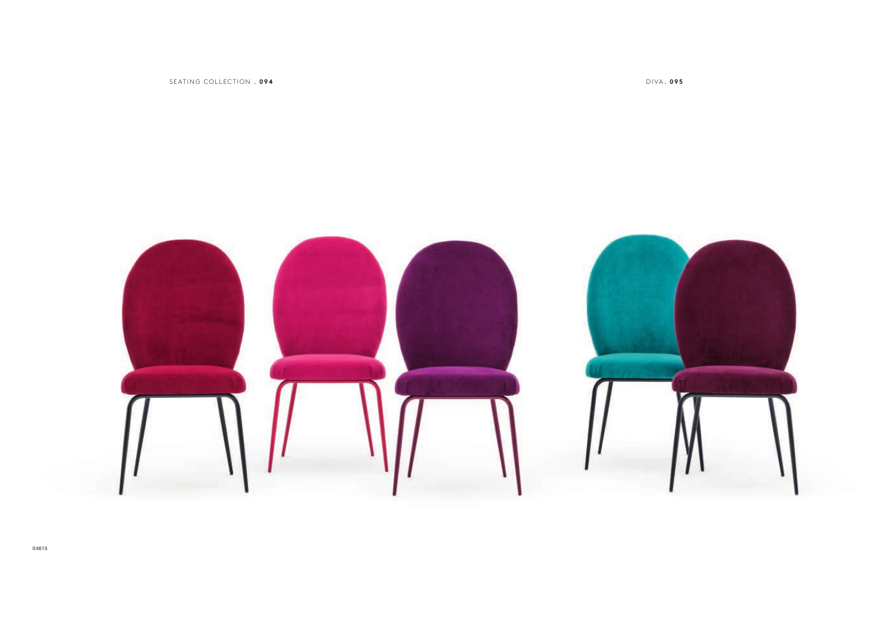04615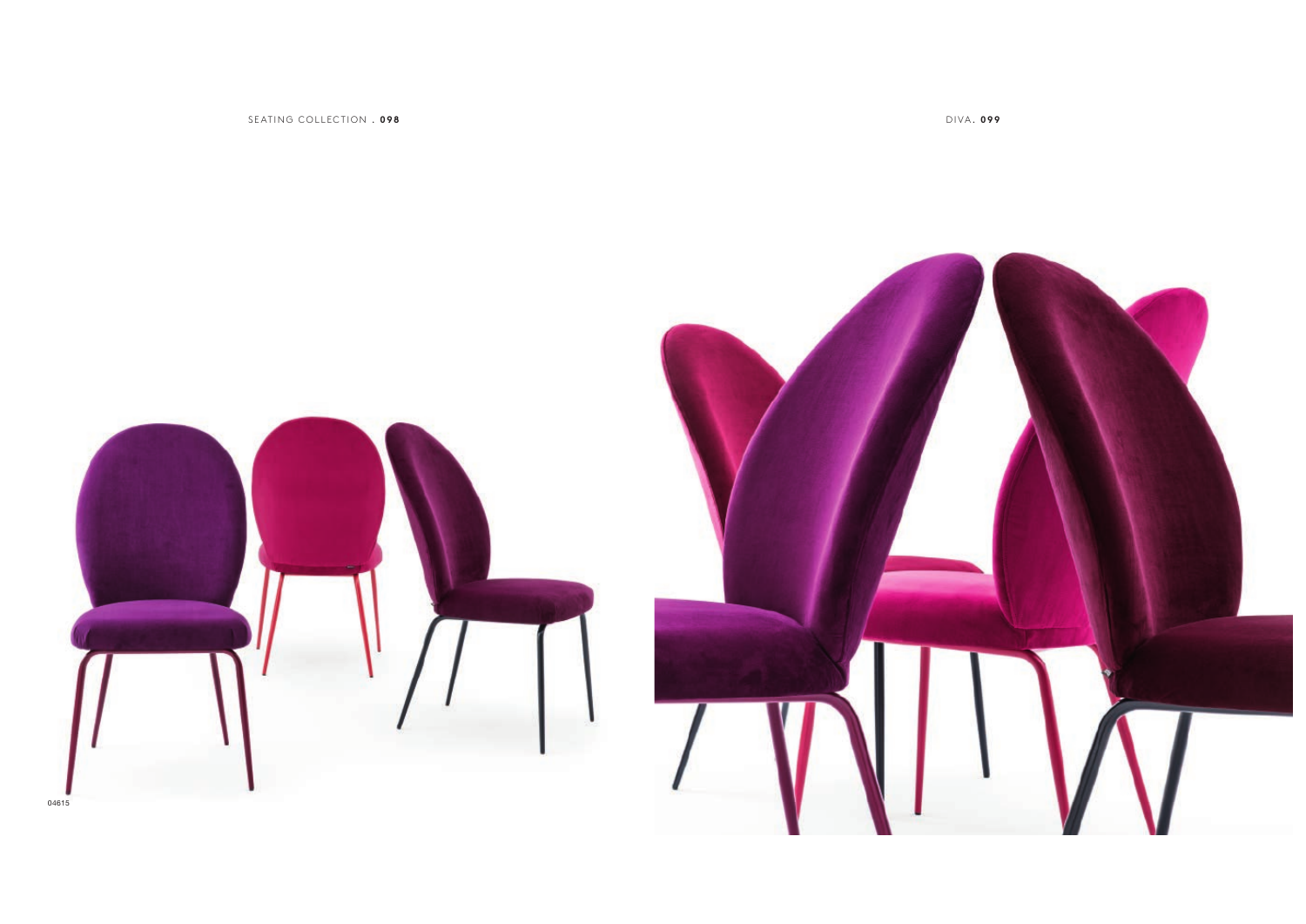04615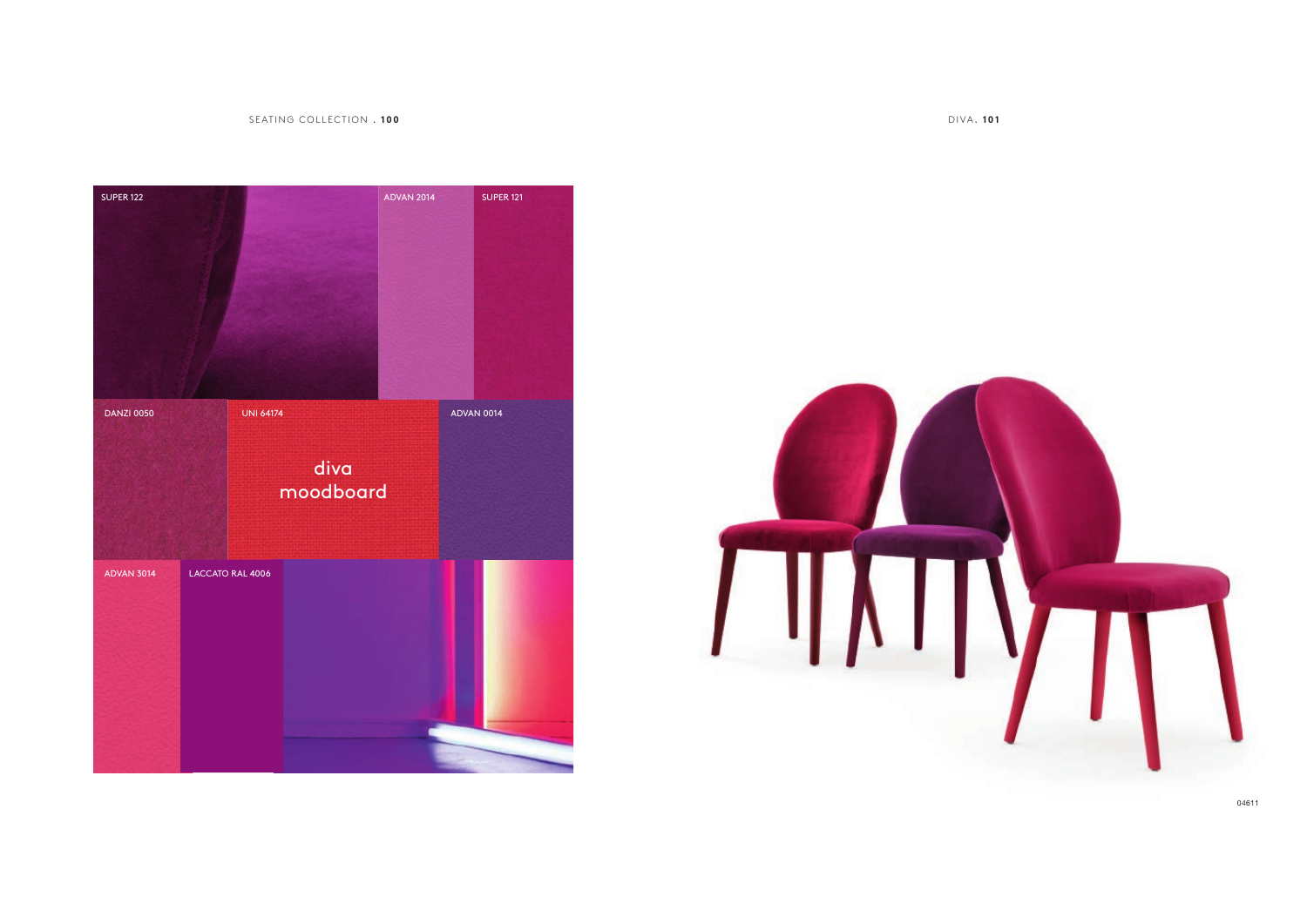# diva moodboard

SUPER 122

ADVAN 2014

SUPER 121

DANZI 0050

UNI 64174

ADVAN 0014

ADVAN 3014

LACCATO RAL 4006

04611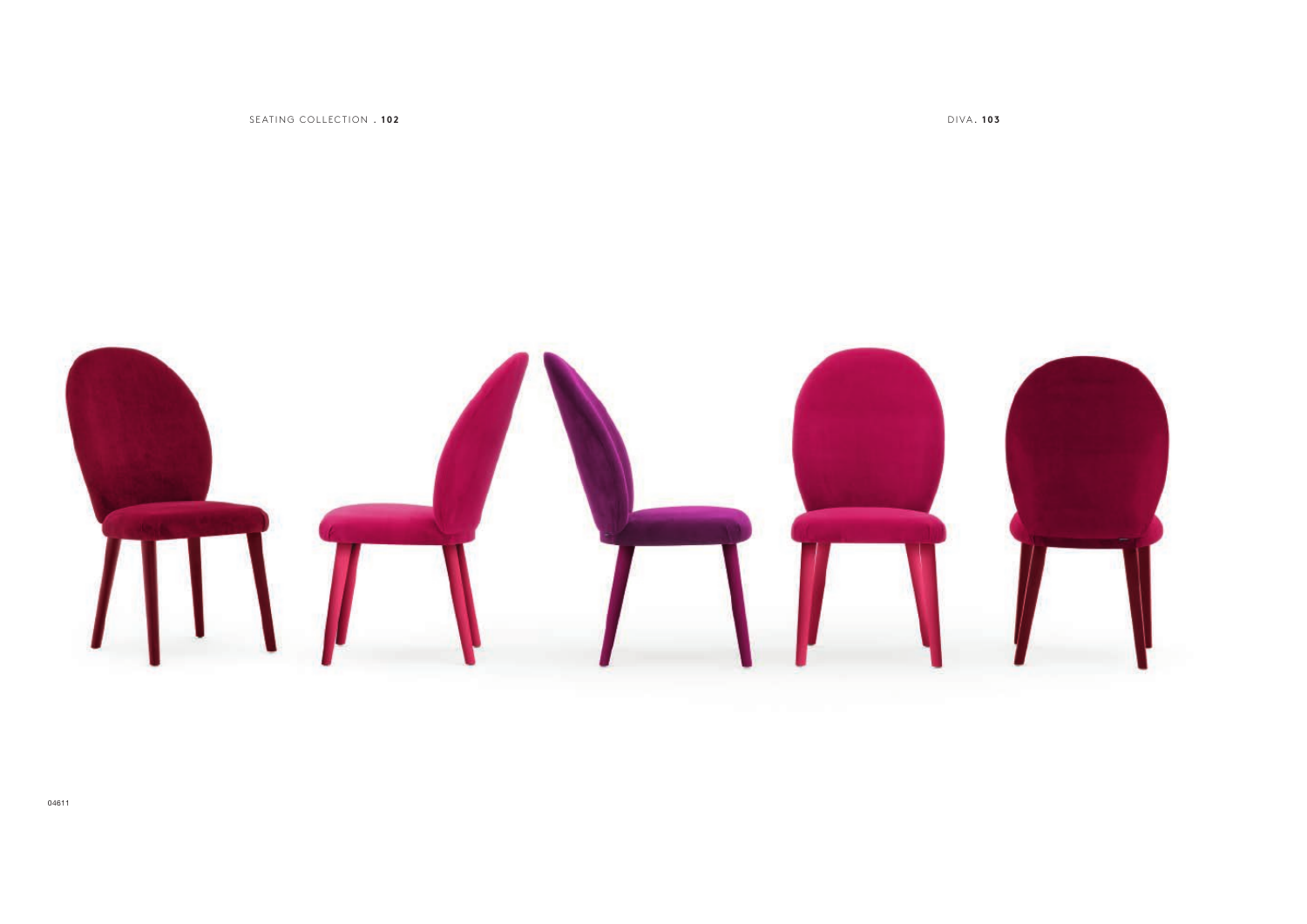04611